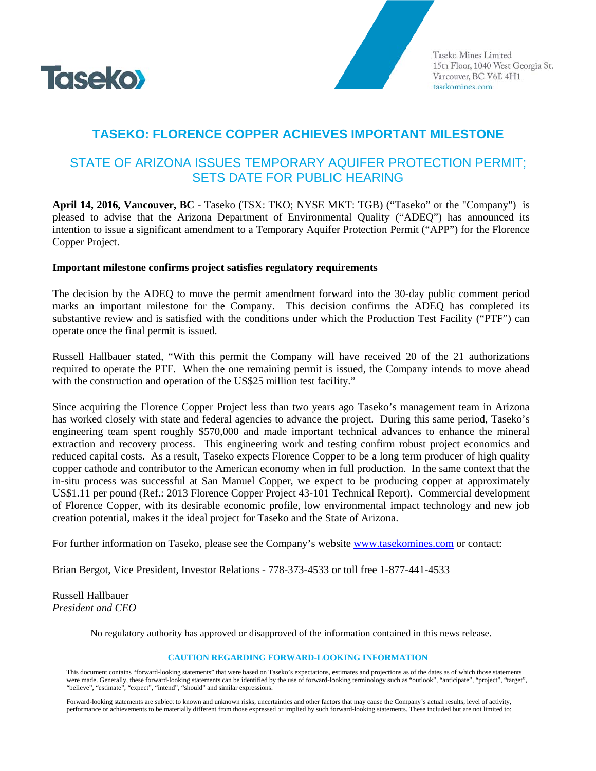Taseko Mines Limited
15th Floor, 1040 West Georgia St.
Vancouver, BC V6E 4H1
tasekomines.com

# TASEKO: FLORENCE COPPER ACHIEVES IMPORTANT MILESTONE

## STATE OF ARIZONA ISSUES TEMPORARY AQUIFER PROTECTION PERMIT; SETS DATE FOR PUBLIC HEARING

**April 14, 2016, Vancouver, BC** - Taseko (TSX: TKO; NYSE MKT: TGB) ("Taseko" or the "Company") is pleased to advise that the Arizona Department of Environmental Quality ("ADEQ") has announced its intention to issue a significant amendment to a Temporary Aquifer Protection Permit ("APP") for the Florence Copper Project.

**Important milestone confirms project satisfies regulatory requirements**

The decision by the ADEQ to move the permit amendment forward into the 30-day public comment period marks an important milestone for the Company. This decision confirms the ADEQ has completed its substantive review and is satisfied with the conditions under which the Production Test Facility ("PTF") can operate once the final permit is issued.

Russell Hallbauer stated, "With this permit the Company will have received 20 of the 21 authorizations required to operate the PTF. When the one remaining permit is issued, the Company intends to move ahead with the construction and operation of the US$25 million test facility."

Since acquiring the Florence Copper Project less than two years ago Taseko's management team in Arizona has worked closely with state and federal agencies to advance the project. During this same period, Taseko's engineering team spent roughly $570,000 and made important technical advances to enhance the mineral extraction and recovery process. This engineering work and testing confirm robust project economics and reduced capital costs. As a result, Taseko expects Florence Copper to be a long term producer of high quality copper cathode and contributor to the American economy when in full production. In the same context that the in-situ process was successful at San Manuel Copper, we expect to be producing copper at approximately US$1.11 per pound (Ref.: 2013 Florence Copper Project 43-101 Technical Report). Commercial development of Florence Copper, with its desirable economic profile, low environmental impact technology and new job creation potential, makes it the ideal project for Taseko and the State of Arizona.

For further information on Taseko, please see the Company's website www.tasekomines.com or contact:

Brian Bergot, Vice President, Investor Relations - 778-373-4533 or toll free 1-877-441-4533

Russell Hallbauer
*President and CEO*

No regulatory authority has approved or disapproved of the information contained in this news release.

### CAUTION REGARDING FORWARD-LOOKING INFORMATION

This document contains "forward-looking statements" that were based on Taseko's expectations, estimates and projections as of the dates as of which those statements were made. Generally, these forward-looking statements can be identified by the use of forward-looking terminology such as "outlook", "anticipate", "project", "target", "believe", "estimate", "expect", "intend", "should" and similar expressions.

Forward-looking statements are subject to known and unknown risks, uncertainties and other factors that may cause the Company's actual results, level of activity, performance or achievements to be materially different from those expressed or implied by such forward-looking statements. These included but are not limited to: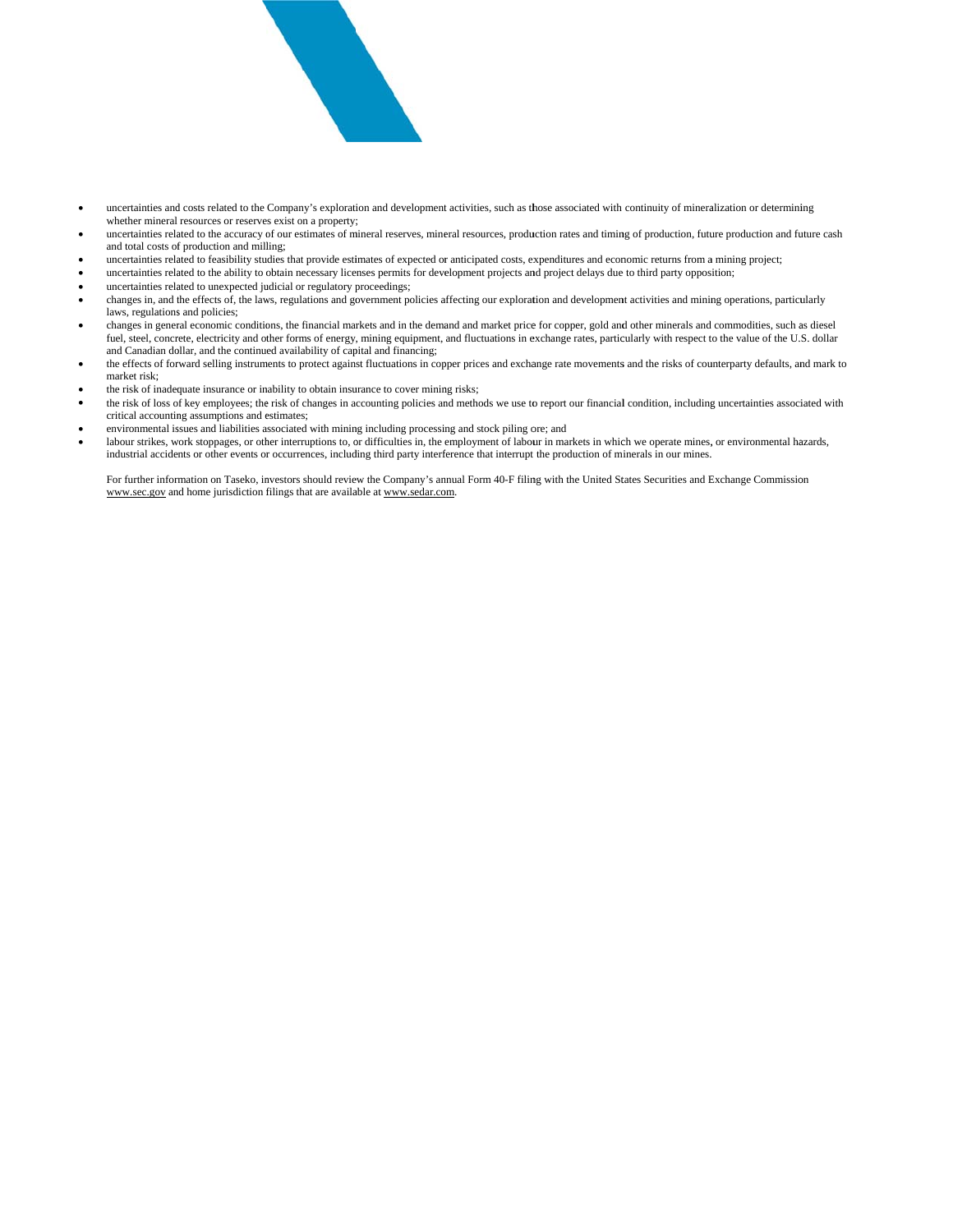- uncertainties and costs related to the Company's exploration and development activities, such as those associated with continuity of mineralization or determining whether mineral resources or reserves exist on a property;
- uncertainties related to the accuracy of our estimates of mineral reserves, mineral resources, production rates and timing of production, future production and future cash and total costs of production and milling;
- uncertainties related to feasibility studies that provide estimates of expected or anticipated costs, expenditures and economic returns from a mining project;
- uncertainties related to the ability to obtain necessary licenses permits for development projects and project delays due to third party opposition;
- uncertainties related to unexpected judicial or regulatory proceedings;
- changes in, and the effects of, the laws, regulations and government policies affecting our exploration and development activities and mining operations, particularly laws, regulations and policies;
- changes in general economic conditions, the financial markets and in the demand and market price for copper, gold and other minerals and commodities, such as diesel fuel, steel, concrete, electricity and other forms of energy, mining equipment, and fluctuations in exchange rates, particularly with respect to the value of the U.S. dollar and Canadian dollar, and the continued availability of capital and financing;
- the effects of forward selling instruments to protect against fluctuations in copper prices and exchange rate movements and the risks of counterparty defaults, and mark to market risk;
- the risk of inadequate insurance or inability to obtain insurance to cover mining risks;
- the risk of loss of key employees; the risk of changes in accounting policies and methods we use to report our financial condition, including uncertainties associated with critical accounting assumptions and estimates;
- environmental issues and liabilities associated with mining including processing and stock piling ore; and
- labour strikes, work stoppages, or other interruptions to, or difficulties in, the employment of labour in markets in which we operate mines, or environmental hazards, industrial accidents or other events or occurrences, including third party interference that interrupt the production of minerals in our mines.

For further information on Taseko, investors should review the Company's annual Form 40-F filing with the United States Securities and Exchange Commission www.sec.gov and home jurisdiction filings that are available at www.sedar.com.